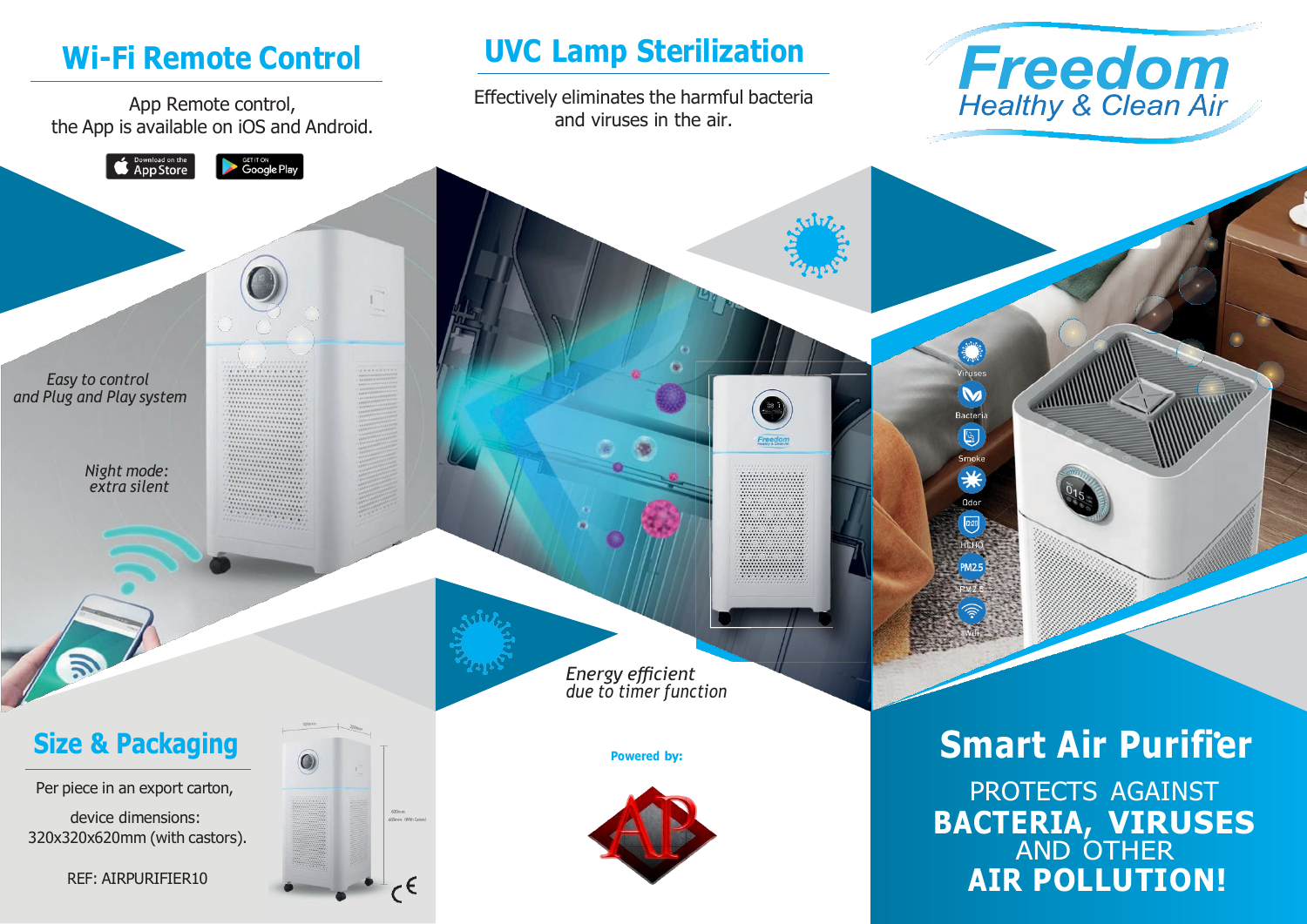## Wi-Fi Remote Control

App Remote control,
the App is available on iOS and Android.

Download on the App Store | GET IT ON Google Play

*Easy to control*
*and Plug and Play system*

*Night mode:*
*extra silent*

## UVC Lamp Sterilization

Effectively eliminates the harmful bacteria and viruses in the air.

*Energy efficient*
*due to timer function*

# Freedom

Healthy & Clean Air

Viruses

Bacteria

Smoke

Odor

HCHO

PM2.5

Wifi

## Size & Packaging

Per piece in an export carton,

device dimensions:
320x320x620mm (with castors).

REF: AIRPURIFIER10

**Powered by:**

AP

# Smart Air Purifier

PROTECTS AGAINST
**BACTERIA, VIRUSES**
AND OTHER
**AIR POLLUTION!**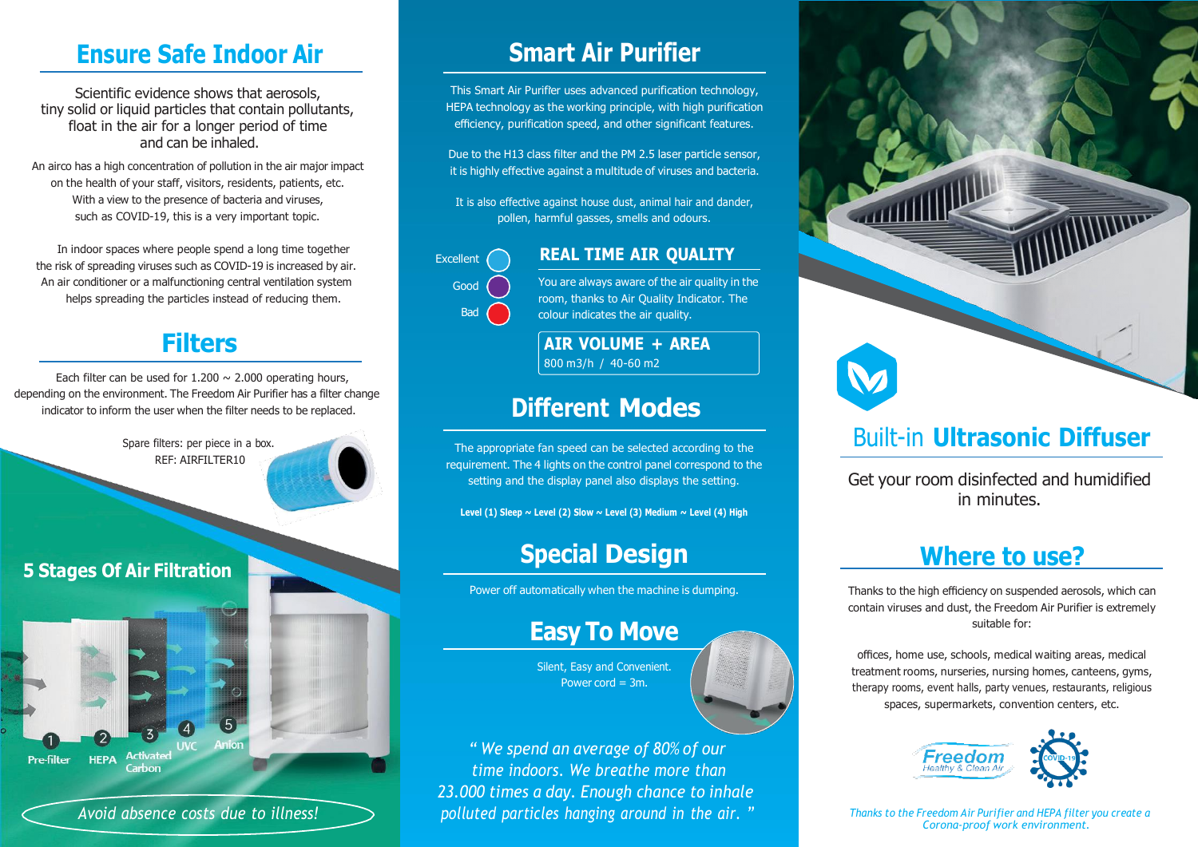## Ensure Safe Indoor Air

Scientific evidence shows that aerosols, tiny solid or liquid particles that contain pollutants, float in the air for a longer period of time and can be inhaled.

An airco has a high concentration of pollution in the air major impact on the health of your staff, visitors, residents, patients, etc. With a view to the presence of bacteria and viruses, such as COVID-19, this is a very important topic.

In indoor spaces where people spend a long time together the risk of spreading viruses such as COVID-19 is increased by air. An air conditioner or a malfunctioning central ventilation system helps spreading the particles instead of reducing them.

## Filters

Each filter can be used for 1.200 ~ 2.000 operating hours, depending on the environment. The Freedom Air Purifier has a filter change indicator to inform the user when the filter needs to be replaced.

Spare filters: per piece in a box.
REF: AIRFILTER10

## 5 Stages Of Air Filtration

1 Pre-filter
2 HEPA
3 Activated Carbon
4 UVC
5 Anion

*Avoid absence costs due to illness!*

## Smart Air Purifier

This Smart Air Purifier uses advanced purification technology, HEPA technology as the working principle, with high purification efficiency, purification speed, and other significant features.

Due to the H13 class filter and the PM 2.5 laser particle sensor, it is highly effective against a multitude of viruses and bacteria.

It is also effective against house dust, animal hair and dander, pollen, harmful gasses, smells and odours.

Excellent
Good
Bad

### REAL TIME AIR QUALITY

You are always aware of the air quality in the room, thanks to Air Quality Indicator. The colour indicates the air quality.

**AIR VOLUME + AREA**
800 m3/h / 40-60 m2

## Different Modes

The appropriate fan speed can be selected according to the requirement. The 4 lights on the control panel correspond to the setting and the display panel also displays the setting.

**Level (1) Sleep ~ Level (2) Slow ~ Level (3) Medium ~ Level (4) High**

## Special Design

Power off automatically when the machine is dumping.

## Easy To Move

Silent, Easy and Convenient.
Power cord = 3m.

*" We spend an average of 80% of our time indoors. We breathe more than 23.000 times a day. Enough chance to inhale polluted particles hanging around in the air. "*

## Built-in **Ultrasonic Diffuser**

Get your room disinfected and humidified in minutes.

## Where to use?

Thanks to the high efficiency on suspended aerosols, which can contain viruses and dust, the Freedom Air Purifier is extremely suitable for:

offices, home use, schools, medical waiting areas, medical treatment rooms, nurseries, nursing homes, canteens, gyms, therapy rooms, event halls, party venues, restaurants, religious spaces, supermarkets, convention centers, etc.

Freedom
Healthy & Clean Air

COVID-19

*Thanks to the Freedom Air Purifier and HEPA filter you create a Corona-proof work environment.*